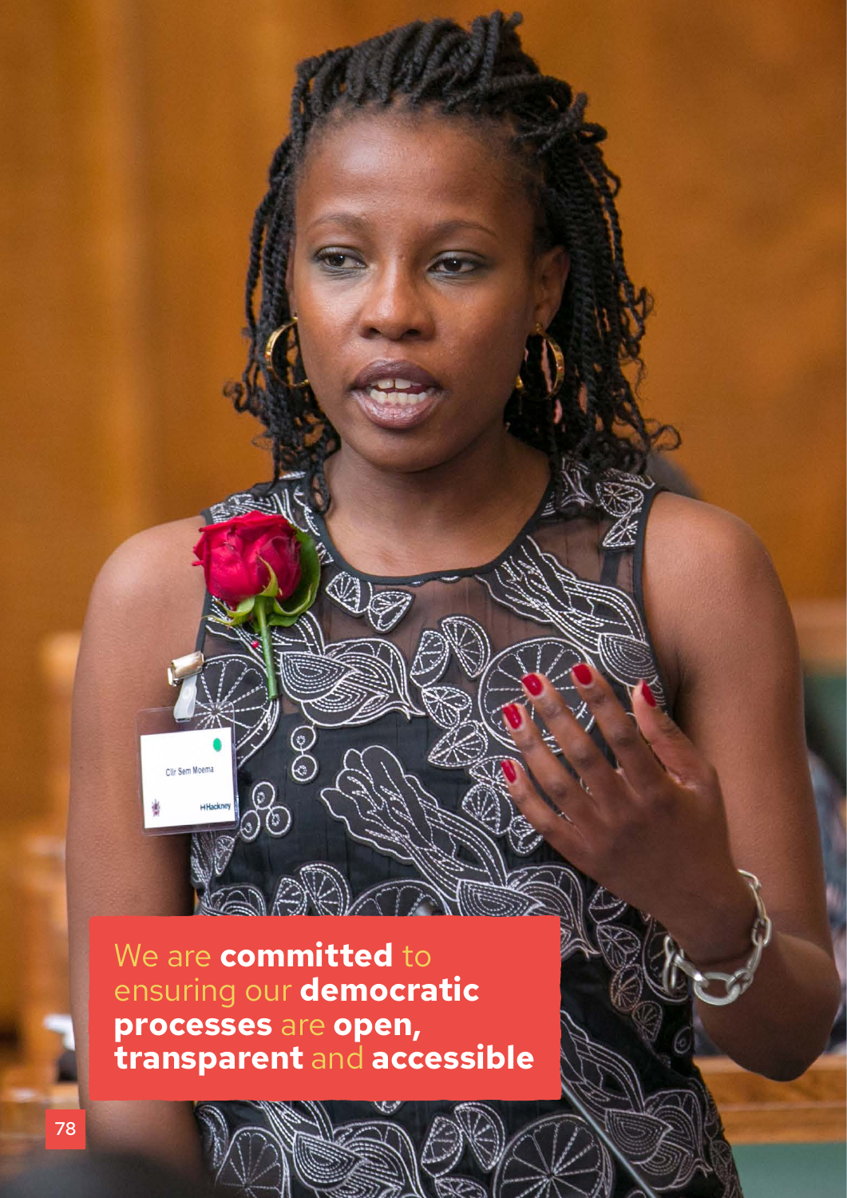We are **committed** to ensuring our **democratic processes** are **open, transparent** and **accessible**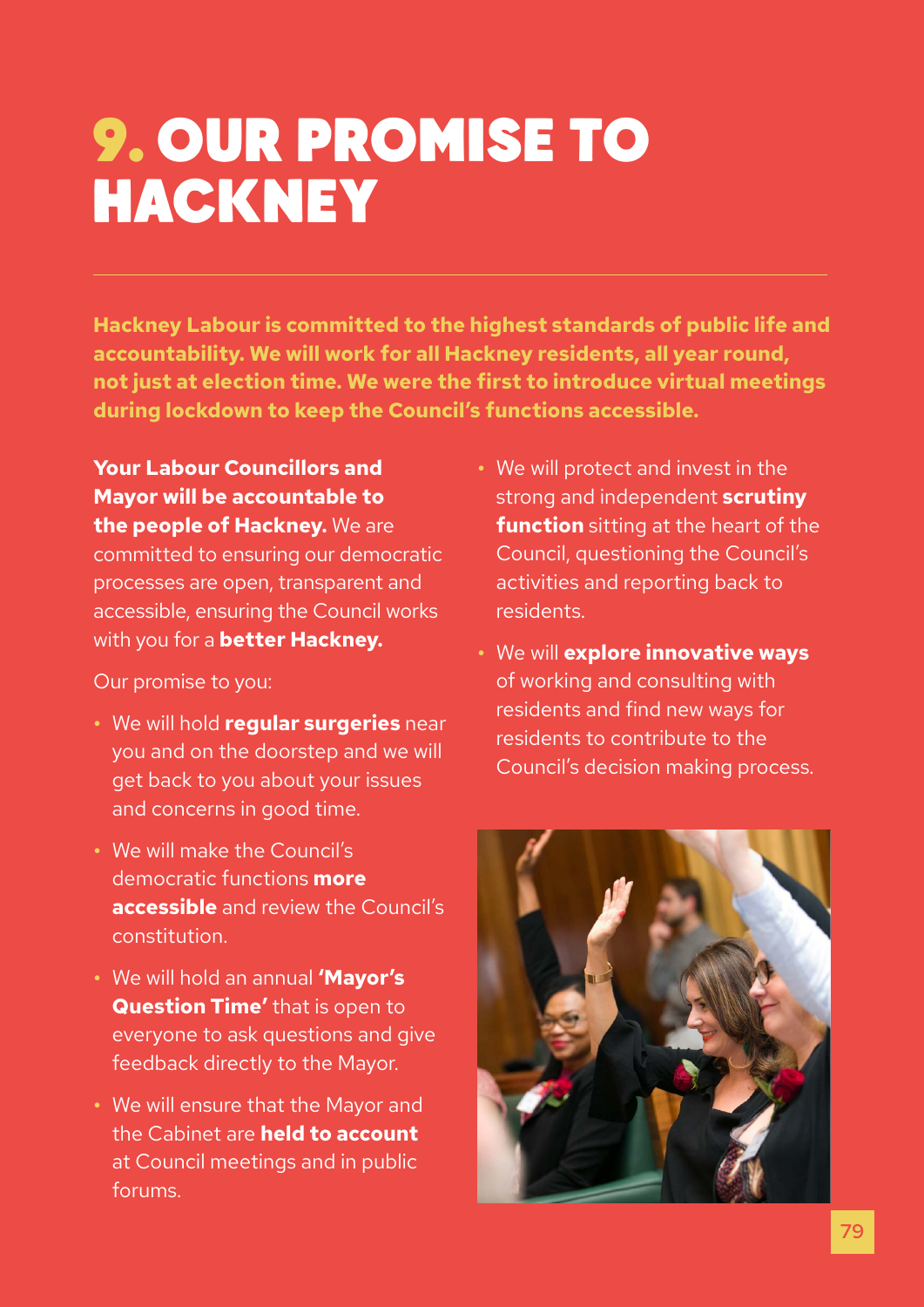# 9. OUR PROMISE TO HACKNEY

**Hackney Labour is committed to the highest standards of public life and accountability. We will work for all Hackney residents, all year round, not just at election time. We were the first to introduce virtual meetings during lockdown to keep the Council's functions accessible.**

**Your Labour Councillors and Mayor will be accountable to the people of Hackney.** We are committed to ensuring our democratic processes are open, transparent and accessible, ensuring the Council works with you for a **better Hackney.**

Our promise to you:

- We will hold **regular surgeries** near you and on the doorstep and we will get back to you about your issues and concerns in good time.
- We will make the Council's democratic functions **more accessible** and review the Council's constitution.
- We will hold an annual **'Mayor's Question Time'** that is open to everyone to ask questions and give feedback directly to the Mayor.
- We will ensure that the Mayor and the Cabinet are **held to account** at Council meetings and in public forums.
- We will protect and invest in the strong and independent **scrutiny function** sitting at the heart of the Council, questioning the Council's activities and reporting back to residents.
- We will **explore innovative ways** of working and consulting with residents and find new ways for residents to contribute to the Council's decision making process.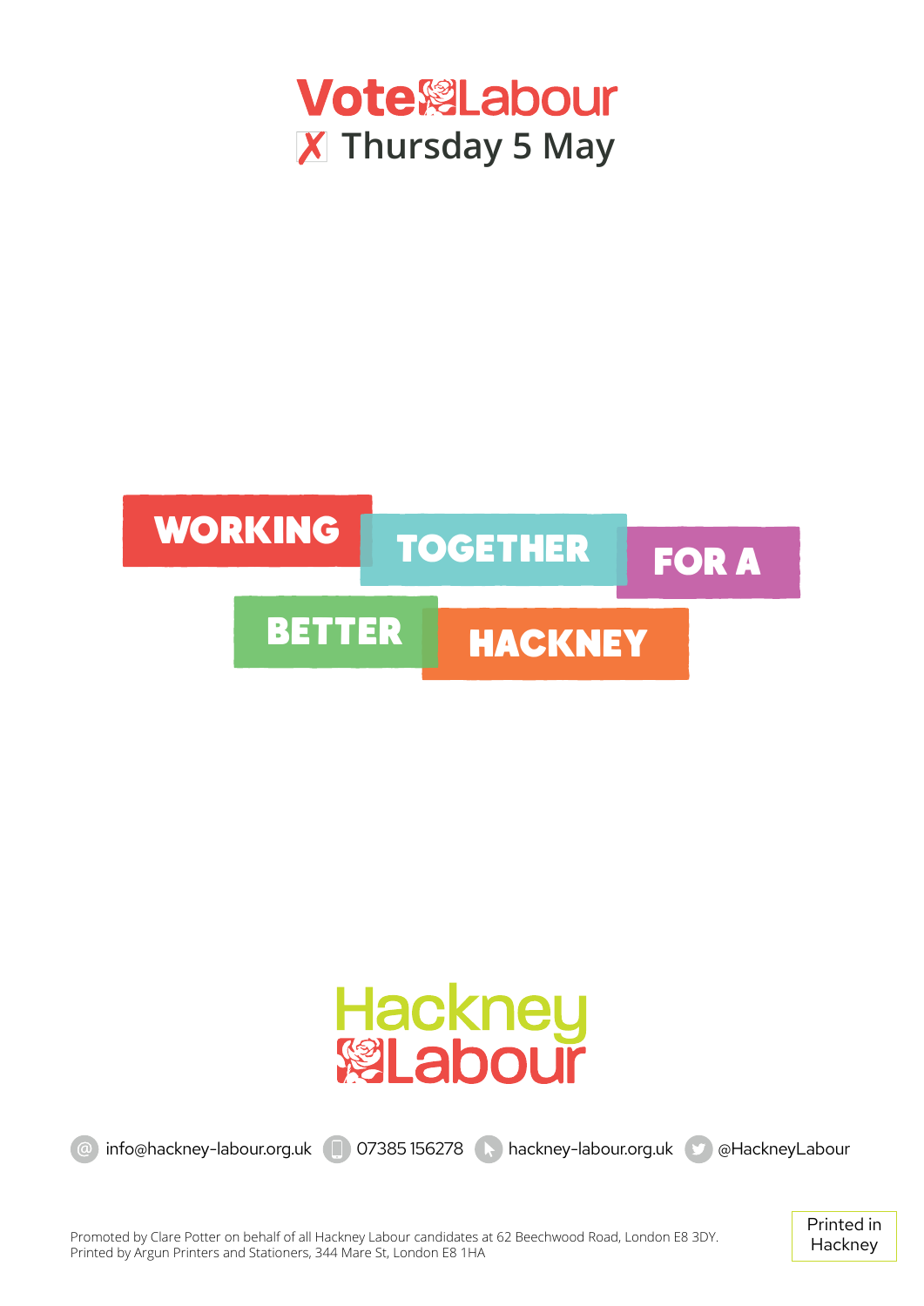# Vote Labour

☒ Thursday 5 May

## WORKING TOGETHER FOR A BETTER HACKNEY

Hackney Labour

info@hackney-labour.org.uk | 07385 156278 | hackney-labour.org.uk | @HackneyLabour

Promoted by Clare Potter on behalf of all Hackney Labour candidates at 62 Beechwood Road, London E8 3DY.
Printed by Argun Printers and Stationers, 344 Mare St, London E8 1HA

Printed in Hackney